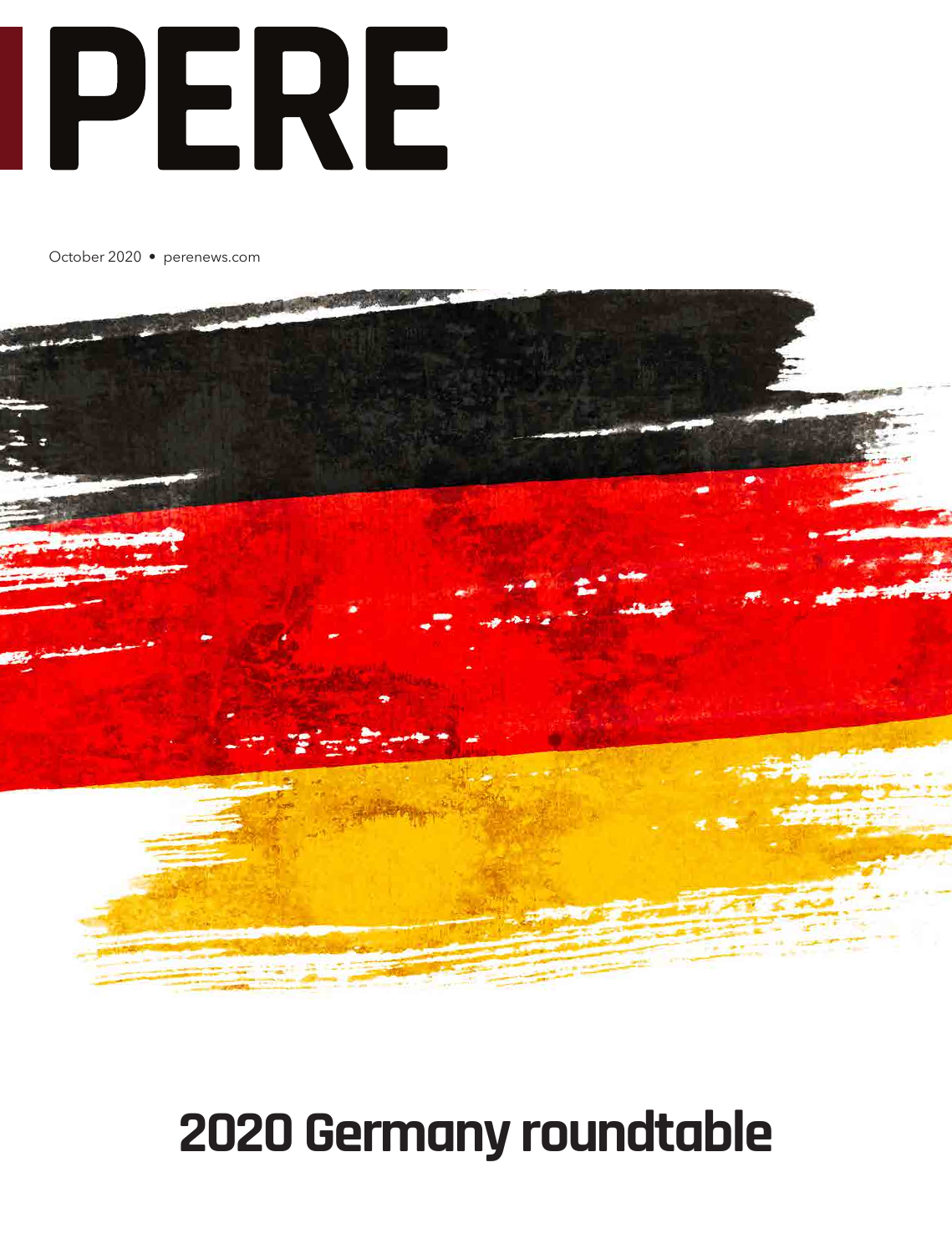# PERE

October 2020 • perenews.com

# 2020 Germany roundtable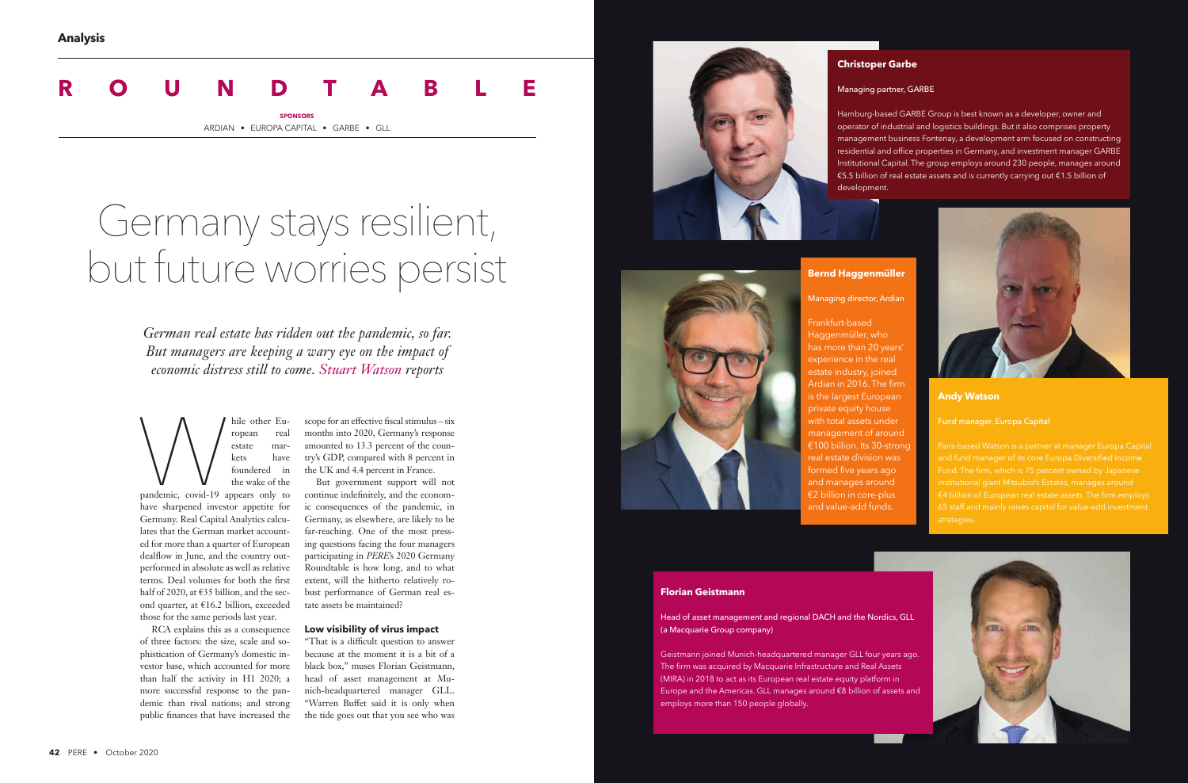# R O U N D T A B L E

**SPONSORS**

ARDIAN • EUROPA CAPITAL • GARBE • GLL

# Germany stays resilient, but future worries persist

*German real estate has ridden out the pandemic, so far. But managers are keeping a wary eye on the impact of economic distress still to come. Stuart Watson reports*

While other European real estate markets have foundered in the wake of the pandemic, covid-19 appears only to have sharpened investor appetite for Germany. Real Capital Analytics calculates that the German market accounted for more than a quarter of European dealflow in June, and the country outperformed in absolute as well as relative terms. Deal volumes for both the first half of 2020, at €35 billion, and the second quarter, at €16.2 billion, exceeded those for the same periods last year.

RCA explains this as a consequence of three factors: the size, scale and sophistication of Germany's domestic investor base, which accounted for more than half the activity in H1 2020; a more successful response to the pandemic than rival nations; and strong public finances that have increased the scope for an effective fiscal stimulus – six months into 2020, Germany's response amounted to 13.3 percent of the country's GDP, compared with 8 percent in the UK and 4.4 percent in France.

But government support will not continue indefinitely, and the economic consequences of the pandemic, in Germany, as elsewhere, are likely to be far-reaching. One of the most pressing questions facing the four managers participating in *PERE's* 2020 Germany Roundtable is how long, and to what extent, will the hitherto relatively robust performance of German real estate assets be maintained?

### Low visibility of virus impact

"That is a difficult question to answer because at the moment it is a bit of a black box," muses Florian Geistmann, head of asset management at Munich-headquartered manager GLL. "Warren Buffet said it is only when the tide goes out that you see who was

**Christoper Garbe**

Managing partner, GARBE

Hamburg-based GARBE Group is best known as a developer, owner and operator of industrial and logistics buildings. But it also comprises property management business Fontenay, a development arm focused on constructing residential and office properties in Germany, and investment manager GARBE Institutional Capital. The group employs around 230 people, manages around €5.5 billion of real estate assets and is currently carrying out €1.5 billion of development.

**Bernd Haggenmüller**

Managing director, Ardian

Frankfurt-based Haggenmüller, who has more than 20 years' experience in the real estate industry, joined Ardian in 2016. The firm is the largest European private equity house with total assets under management of around €100 billion. Its 30-strong real estate division was formed five years ago and manages around €2 billion in core-plus and value-add funds.

**Andy Watson**

Fund manager, Europa Capital

Paris-based Watson is a partner at manager Europa Capital and fund manager of its core Europa Diversified Income Fund. The firm, which is 75 percent owned by Japanese institutional giant Mitsubishi Estates, manages around €4 billion of European real estate assets. The firm employs 65 staff and mainly raises capital for value-add investment strategies.

**Florian Geistmann**

Head of asset management and regional DACH and the Nordics, GLL (a Macquarie Group company)

Geistmann joined Munich-headquartered manager GLL four years ago. The firm was acquired by Macquarie Infrastructure and Real Assets (MIRA) in 2018 to act as its European real estate equity platform in Europe and the Americas. GLL manages around €8 billion of assets and employs more than 150 people globally.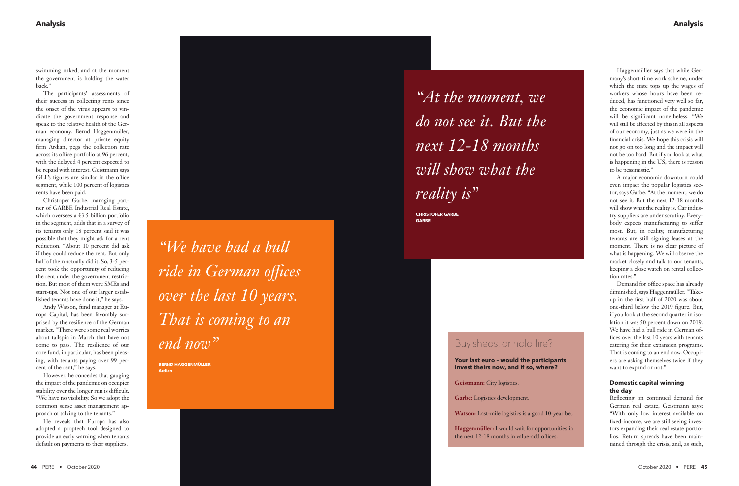swimming naked, and at the moment the government is holding the water back."

The participants' assessments of their success in collecting rents since the onset of the virus appears to vindicate the government response and speak to the relative health of the German economy. Bernd Haggenmüller, managing director at private equity firm Ardian, pegs the collection rate across its office portfolio at 96 percent, with the delayed 4 percent expected to be repaid with interest. Geistmann says GLL's figures are similar in the office segment, while 100 percent of logistics rents have been paid.

Christoper Garbe, managing partner of GARBE Industrial Real Estate, which oversees a €3.5 billion portfolio in the segment, adds that in a survey of its tenants only 18 percent said it was possible that they might ask for a rent reduction. "About 10 percent did ask if they could reduce the rent. But only half of them actually did it. So, 3-5 percent took the opportunity of reducing the rent under the government restriction. But most of them were SMEs and start-ups. Not one of our larger established tenants have done it," he says.

Andy Watson, fund manager at Europa Capital, has been favorably surprised by the resilience of the German market. "There were some real worries about tailspin in March that have not come to pass. The resilience of our core fund, in particular, has been pleasing, with tenants paying over 99 percent of the rent," he says.

However, he concedes that gauging the impact of the pandemic on occupier stability over the longer run is difficult. "We have no visibility. So we adopt the common sense asset management approach of talking to the tenants."

He reveals that Europa has also adopted a proptech tool designed to provide an early warning when tenants default on payments to their suppliers.

> *"We have had a bull ride in German offices over the last 10 years. That is coming to an end now"*
>
> **BERND HAGGENMÜLLER**
> **Ardian**

> *"At the moment, we do not see it. But the next 12-18 months will show what the reality is"*
>
> **CHRISTOPER GARBE**
> **GARBE**

Haggenmüller says that while Germany's short-time work scheme, under which the state tops up the wages of workers whose hours have been reduced, has functioned very well so far, the economic impact of the pandemic will be significant nonetheless. "We will still be affected by this in all aspects of our economy, just as we were in the financial crisis. We hope this crisis will not go on too long and the impact will not be too hard. But if you look at what is happening in the US, there is reason to be pessimistic."

A major economic downturn could even impact the popular logistics sector, says Garbe. "At the moment, we do not see it. But the next 12-18 months will show what the reality is. Car industry suppliers are under scrutiny. Everybody expects manufacturing to suffer most. But, in reality, manufacturing tenants are still signing leases at the moment. There is no clear picture of what is happening. We will observe the market closely and talk to our tenants, keeping a close watch on rental collection rates."

Demand for office space has already diminished, says Haggenmüller. "Take-up in the first half of 2020 was about one-third below the 2019 figure. But, if you look at the second quarter in isolation it was 50 percent down on 2019. We have had a bull ride in German offices over the last 10 years with tenants catering for their expansion programs. That is coming to an end now. Occupiers are asking themselves twice if they want to expand or not."

## Buy sheds, or hold fire?

**Your last euro – would the participants invest theirs now, and if so, where?**

**Geistmann:** City logistics.

**Garbe:** Logistics development.

**Watson:** Last-mile logistics is a good 10-year bet.

**Haggenmüller:** I would wait for opportunities in the next 12-18 months in value-add offices.

### Domestic capital winning the day

Reflecting on continued demand for German real estate, Geistmann says: "With only low interest available on fixed-income, we are still seeing investors expanding their real estate portfolios. Return spreads have been maintained through the crisis, and, as such,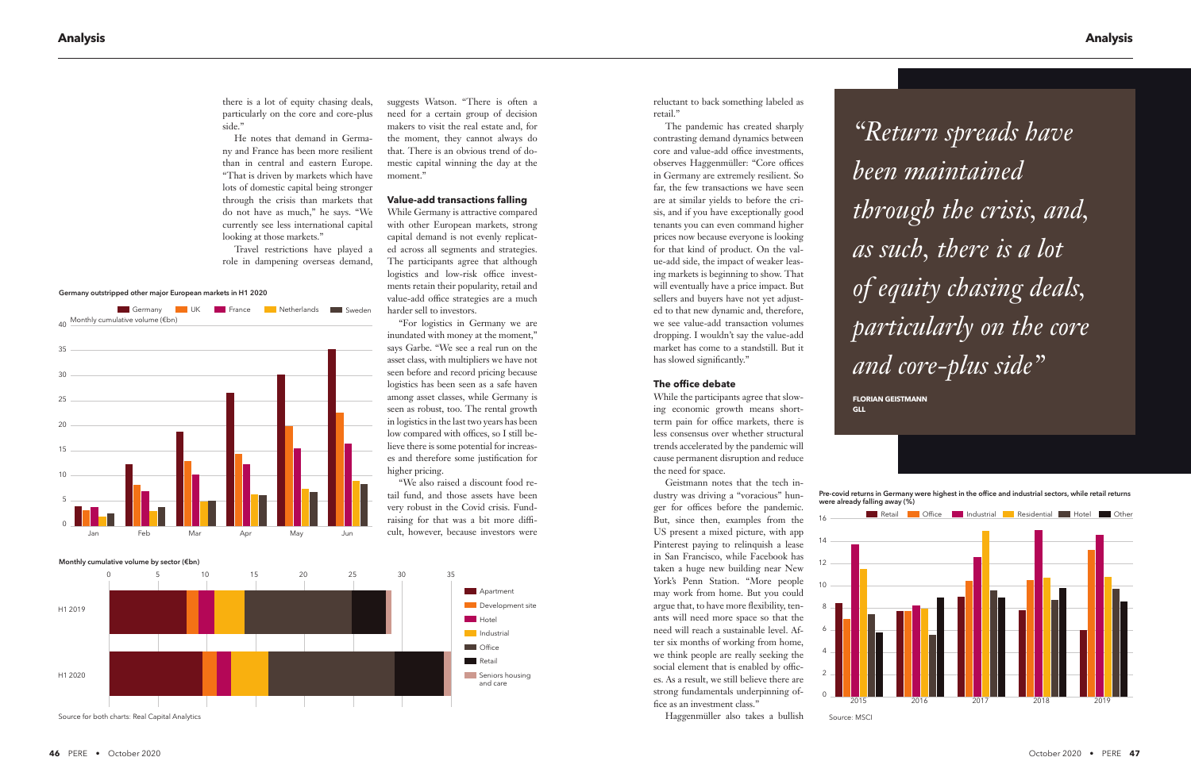there is a lot of equity chasing deals, particularly on the core and core-plus side."

He notes that demand in Germany and France has been more resilient than in central and eastern Europe. "That is driven by markets which have lots of domestic capital being stronger through the crisis than markets that do not have as much," he says. "We currently see less international capital looking at those markets."

Travel restrictions have played a role in dampening overseas demand, suggests Watson. "There is often a need for a certain group of decision makers to visit the real estate and, for the moment, they cannot always do that. There is an obvious trend of domestic capital winning the day at the moment."

**Germany outstripped other major European markets in H1 2020**

Monthly cumulative volume (€bn)

Germany | UK | France | Netherlands | Sweden

**Monthly cumulative volume by sector (€bn)**

Apartment | Development site | Hotel | Industrial | Office | Retail | Seniors housing and care

Source for both charts: Real Capital Analytics

### Value-add transactions falling

While Germany is attractive compared with other European markets, strong capital demand is not evenly replicated across all segments and strategies. The participants agree that although logistics and low-risk office investments retain their popularity, retail and value-add office strategies are a much harder sell to investors.

"For logistics in Germany we are inundated with money at the moment," says Garbe. "We see a real run on the asset class, with multipliers we have not seen before and record pricing because logistics has been seen as a safe haven among asset classes, while Germany is seen as robust, too. The rental growth in logistics in the last two years has been low compared with offices, so I still believe there is some potential for increases and therefore some justification for higher pricing.

"We also raised a discount food retail fund, and those assets have been very robust in the Covid crisis. Fundraising for that was a bit more difficult, however, because investors were reluctant to back something labeled as retail."

The pandemic has created sharply contrasting demand dynamics between core and value-add office investments, observes Haggenmüller: "Core offices in Germany are extremely resilient. So far, the few transactions we have seen are at similar yields to before the crisis, and if you have exceptionally good tenants you can even command higher prices now because everyone is looking for that kind of product. On the value-add side, the impact of weaker leasing markets is beginning to show. That will eventually have a price impact. But sellers and buyers have not yet adjusted to that new dynamic and, therefore, we see value-add transaction volumes dropping. I wouldn't say the value-add market has come to a standstill. But it has slowed significantly."

### The office debate

While the participants agree that slowing economic growth means short-term pain for office markets, there is less consensus over whether structural trends accelerated by the pandemic will cause permanent disruption and reduce the need for space.

Geistmann notes that the tech industry was driving a "voracious" hunger for offices before the pandemic. But, since then, examples from the US present a mixed picture, with app Pinterest paying to relinquish a lease in San Francisco, while Facebook has taken a huge new building near New York's Penn Station. "More people may work from home. But you could argue that, to have more flexibility, tenants will need more space so that the need will reach a sustainable level. After six months of working from home, we think people are really seeking the social element that is enabled by offices. As a result, we still believe there are strong fundamentals underpinning office as an investment class."

Haggenmüller also takes a bullish

*"Return spreads have been maintained through the crisis, and, as such, there is a lot of equity chasing deals, particularly on the core and core-plus side"*

**FLORIAN GEISTMANN**
**GLL**

**Pre-covid returns in Germany were highest in the office and industrial sectors, while retail returns were already falling away (%)**

Retail | Office | Industrial | Residential | Hotel | Other

Source: MSCI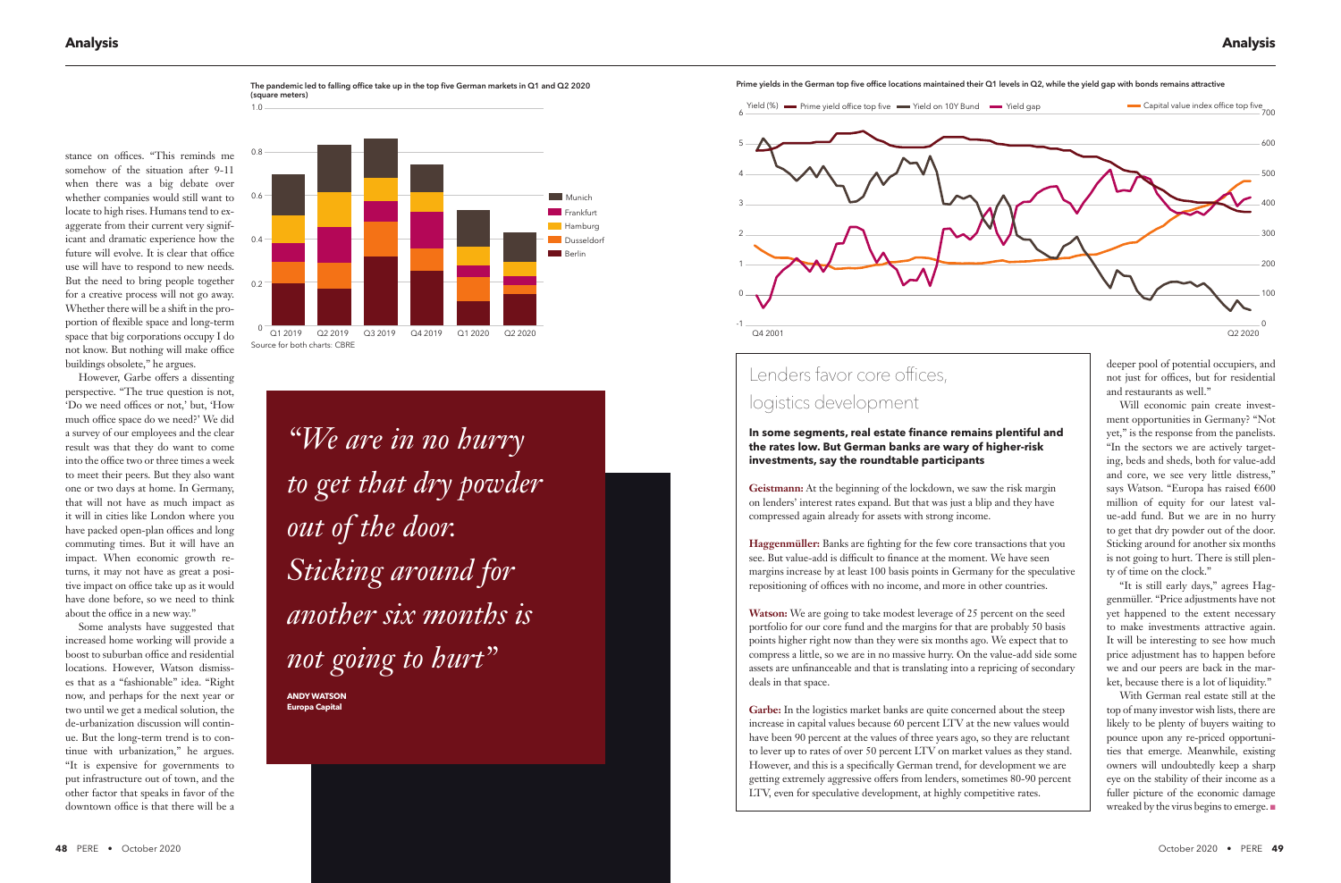stance on offices. "This reminds me somehow of the situation after 9-11 when there was a big debate over whether companies would still want to locate to high rises. Humans tend to exaggerate from their current very significant and dramatic experience how the future will evolve. It is clear that office use will have to respond to new needs. But the need to bring people together for a creative process will not go away. Whether there will be a shift in the proportion of flexible space and long-term space that big corporations occupy I do not know. But nothing will make office buildings obsolete," he argues.

However, Garbe offers a dissenting perspective. "The true question is not, 'Do we need offices or not,' but, 'How much office space do we need?' We did a survey of our employees and the clear result was that they do want to come into the office two or three times a week to meet their peers. But they also want one or two days at home. In Germany, that will not have as much impact as it will in cities like London where you have packed open-plan offices and long commuting times. But it will have an impact. When economic growth returns, it may not have as great a positive impact on office take up as it would have done before, so we need to think about the office in a new way."

Some analysts have suggested that increased home working will provide a boost to suburban office and residential locations. However, Watson dismisses that as a "fashionable" idea. "Right now, and perhaps for the next year or two until we get a medical solution, the de-urbanization discussion will continue. But the long-term trend is to continue with urbanization," he argues. "It is expensive for governments to put infrastructure out of town, and the other factor that speaks in favor of the downtown office is that there will be a deeper pool of potential occupiers, and not just for offices, but for residential and restaurants as well."

Will economic pain create investment opportunities in Germany? "Not yet," is the response from the panelists. "In the sectors we are actively targeting, beds and sheds, both for value-add and core, we see very little distress," says Watson. "Europa has raised €600 million of equity for our latest value-add fund. But we are in no hurry to get that dry powder out of the door. Sticking around for another six months is not going to hurt. There is still plenty of time on the clock."

"It is still early days," agrees Haggenmüller. "Price adjustments have not yet happened to the extent necessary to make investments attractive again. It will be interesting to see how much price adjustment has to happen before we and our peers are back in the market, because there is a lot of liquidity."

With German real estate still at the top of many investor wish lists, there are likely to be plenty of buyers waiting to pounce upon any re-priced opportunities that emerge. Meanwhile, existing owners will undoubtedly keep a sharp eye on the stability of their income as a fuller picture of the economic damage wreaked by the virus begins to emerge. ■

**The pandemic led to falling office take up in the top five German markets in Q1 and Q2 2020 (square meters)**

1.0
0.8
0.6
0.4
0.2
0
Q1 2019 Q2 2019 Q3 2019 Q4 2019 Q1 2020 Q2 2020
Munich
Frankfurt
Hamburg
Dusseldorf
Berlin

Source for both charts: CBRE

**Prime yields in the German top five office locations maintained their Q1 levels in Q2, while the yield gap with bonds remains attractive**

Yield (%) Prime yield office top five Yield on 10Y Bund Yield gap Capital value index office top five
6 5 4 3 2 1 0 -1
700 600 500 400 300 200 100 0
Q4 2001 Q2 2020

*"We are in no hurry to get that dry powder out of the door. Sticking around for another six months is not going to hurt"*

**ANDY WATSON**
**Europa Capital**

## Lenders favor core offices, logistics development

**In some segments, real estate finance remains plentiful and the rates low. But German banks are wary of higher-risk investments, say the roundtable participants**

**Geistmann:** At the beginning of the lockdown, we saw the risk margin on lenders' interest rates expand. But that was just a blip and they have compressed again already for assets with strong income.

**Haggenmüller:** Banks are fighting for the few core transactions that you see. But value-add is difficult to finance at the moment. We have seen margins increase by at least 100 basis points in Germany for the speculative repositioning of offices with no income, and more in other countries.

**Watson:** We are going to take modest leverage of 25 percent on the seed portfolio for our core fund and the margins for that are probably 50 basis points higher right now than they were six months ago. We expect that to compress a little, so we are in no massive hurry. On the value-add side some assets are unfinanceable and that is translating into a repricing of secondary deals in that space.

**Garbe:** In the logistics market banks are quite concerned about the steep increase in capital values because 60 percent LTV at the new values would have been 90 percent at the values of three years ago, so they are reluctant to lever up to rates of over 50 percent LTV on market values as they stand. However, and this is a specifically German trend, for development we are getting extremely aggressive offers from lenders, sometimes 80-90 percent LTV, even for speculative development, at highly competitive rates.